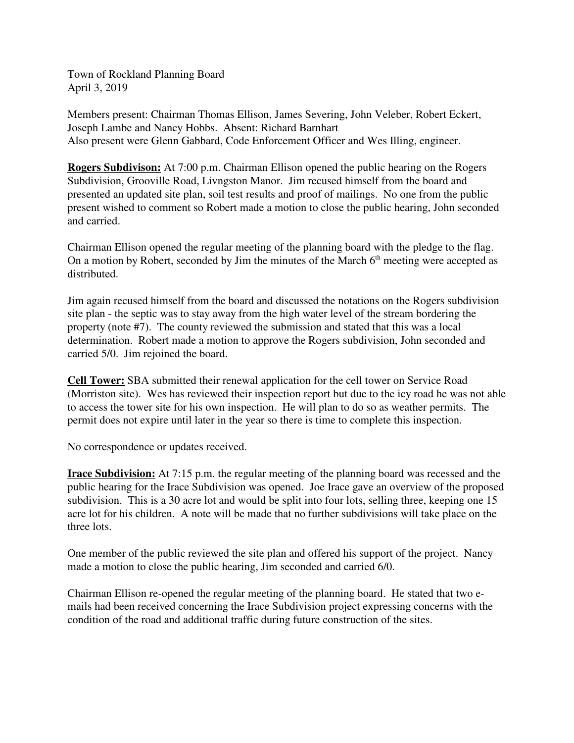Town of Rockland Planning Board
April 3, 2019

Members present: Chairman Thomas Ellison, James Severing, John Veleber, Robert Eckert, Joseph Lambe and Nancy Hobbs. Absent: Richard Barnhart
Also present were Glenn Gabbard, Code Enforcement Officer and Wes Illing, engineer.

**Rogers Subdivison:** At 7:00 p.m. Chairman Ellison opened the public hearing on the Rogers Subdivision, Grooville Road, Livngston Manor. Jim recused himself from the board and presented an updated site plan, soil test results and proof of mailings. No one from the public present wished to comment so Robert made a motion to close the public hearing, John seconded and carried.

Chairman Ellison opened the regular meeting of the planning board with the pledge to the flag. On a motion by Robert, seconded by Jim the minutes of the March 6th meeting were accepted as distributed.

Jim again recused himself from the board and discussed the notations on the Rogers subdivision site plan - the septic was to stay away from the high water level of the stream bordering the property (note #7). The county reviewed the submission and stated that this was a local determination. Robert made a motion to approve the Rogers subdivision, John seconded and carried 5/0. Jim rejoined the board.

**Cell Tower:** SBA submitted their renewal application for the cell tower on Service Road (Morriston site). Wes has reviewed their inspection report but due to the icy road he was not able to access the tower site for his own inspection. He will plan to do so as weather permits. The permit does not expire until later in the year so there is time to complete this inspection.

No correspondence or updates received.

**Irace Subdivision:** At 7:15 p.m. the regular meeting of the planning board was recessed and the public hearing for the Irace Subdivision was opened. Joe Irace gave an overview of the proposed subdivision. This is a 30 acre lot and would be split into four lots, selling three, keeping one 15 acre lot for his children. A note will be made that no further subdivisions will take place on the three lots.

One member of the public reviewed the site plan and offered his support of the project. Nancy made a motion to close the public hearing, Jim seconded and carried 6/0.

Chairman Ellison re-opened the regular meeting of the planning board. He stated that two e-mails had been received concerning the Irace Subdivision project expressing concerns with the condition of the road and additional traffic during future construction of the sites.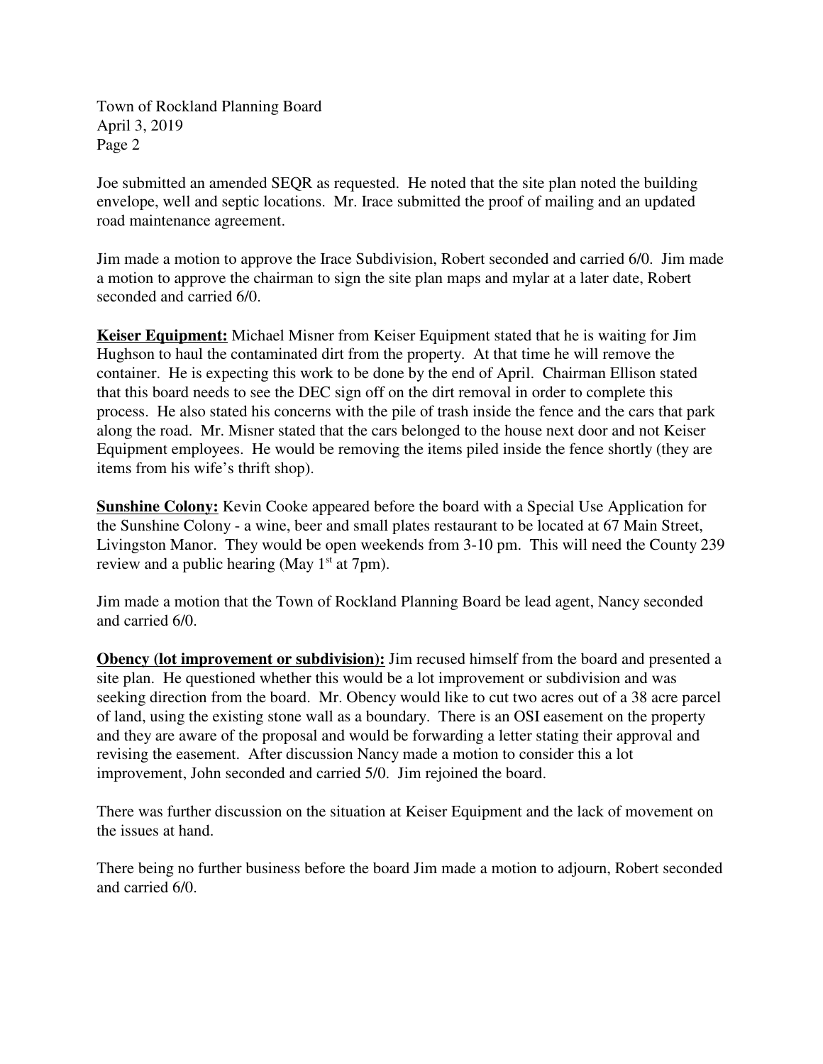Joe submitted an amended SEQR as requested. He noted that the site plan noted the building envelope, well and septic locations. Mr. Irace submitted the proof of mailing and an updated road maintenance agreement.

Jim made a motion to approve the Irace Subdivision, Robert seconded and carried 6/0. Jim made a motion to approve the chairman to sign the site plan maps and mylar at a later date, Robert seconded and carried 6/0.

**Keiser Equipment:** Michael Misner from Keiser Equipment stated that he is waiting for Jim Hughson to haul the contaminated dirt from the property. At that time he will remove the container. He is expecting this work to be done by the end of April. Chairman Ellison stated that this board needs to see the DEC sign off on the dirt removal in order to complete this process. He also stated his concerns with the pile of trash inside the fence and the cars that park along the road. Mr. Misner stated that the cars belonged to the house next door and not Keiser Equipment employees. He would be removing the items piled inside the fence shortly (they are items from his wife's thrift shop).

**Sunshine Colony:** Kevin Cooke appeared before the board with a Special Use Application for the Sunshine Colony - a wine, beer and small plates restaurant to be located at 67 Main Street, Livingston Manor. They would be open weekends from 3-10 pm. This will need the County 239 review and a public hearing (May 1st at 7pm).

Jim made a motion that the Town of Rockland Planning Board be lead agent, Nancy seconded and carried 6/0.

**Obency (lot improvement or subdivision):** Jim recused himself from the board and presented a site plan. He questioned whether this would be a lot improvement or subdivision and was seeking direction from the board. Mr. Obency would like to cut two acres out of a 38 acre parcel of land, using the existing stone wall as a boundary. There is an OSI easement on the property and they are aware of the proposal and would be forwarding a letter stating their approval and revising the easement. After discussion Nancy made a motion to consider this a lot improvement, John seconded and carried 5/0. Jim rejoined the board.

There was further discussion on the situation at Keiser Equipment and the lack of movement on the issues at hand.

There being no further business before the board Jim made a motion to adjourn, Robert seconded and carried 6/0.